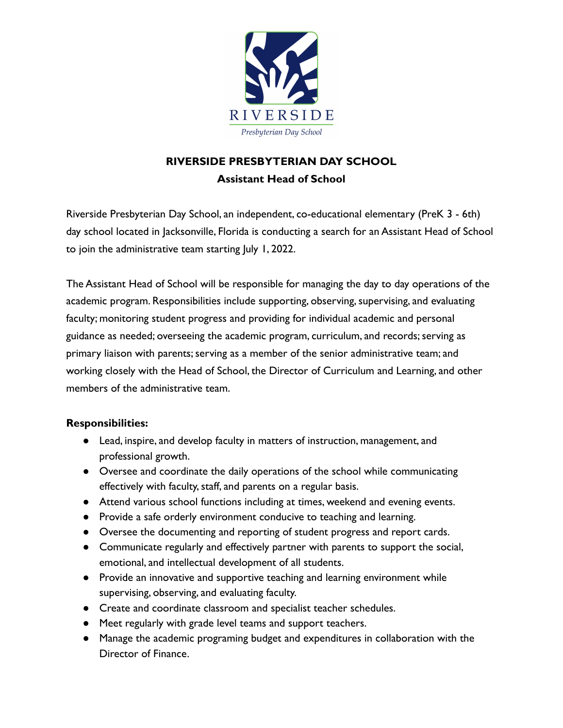# RIVERSIDE PRESBYTERIAN DAY SCHOOL

## Assistant Head of School

Riverside Presbyterian Day School, an independent, co-educational elementary (PreK 3 - 6th) day school located in Jacksonville, Florida is conducting a search for an Assistant Head of School to join the administrative team starting July 1, 2022.

The Assistant Head of School will be responsible for managing the day to day operations of the academic program. Responsibilities include supporting, observing, supervising, and evaluating faculty; monitoring student progress and providing for individual academic and personal guidance as needed; overseeing the academic program, curriculum, and records; serving as primary liaison with parents; serving as a member of the senior administrative team; and working closely with the Head of School, the Director of Curriculum and Learning, and other members of the administrative team.

**Responsibilities:**

- Lead, inspire, and develop faculty in matters of instruction, management, and professional growth.
- Oversee and coordinate the daily operations of the school while communicating effectively with faculty, staff, and parents on a regular basis.
- Attend various school functions including at times, weekend and evening events.
- Provide a safe orderly environment conducive to teaching and learning.
- Oversee the documenting and reporting of student progress and report cards.
- Communicate regularly and effectively partner with parents to support the social, emotional, and intellectual development of all students.
- Provide an innovative and supportive teaching and learning environment while supervising, observing, and evaluating faculty.
- Create and coordinate classroom and specialist teacher schedules.
- Meet regularly with grade level teams and support teachers.
- Manage the academic programing budget and expenditures in collaboration with the Director of Finance.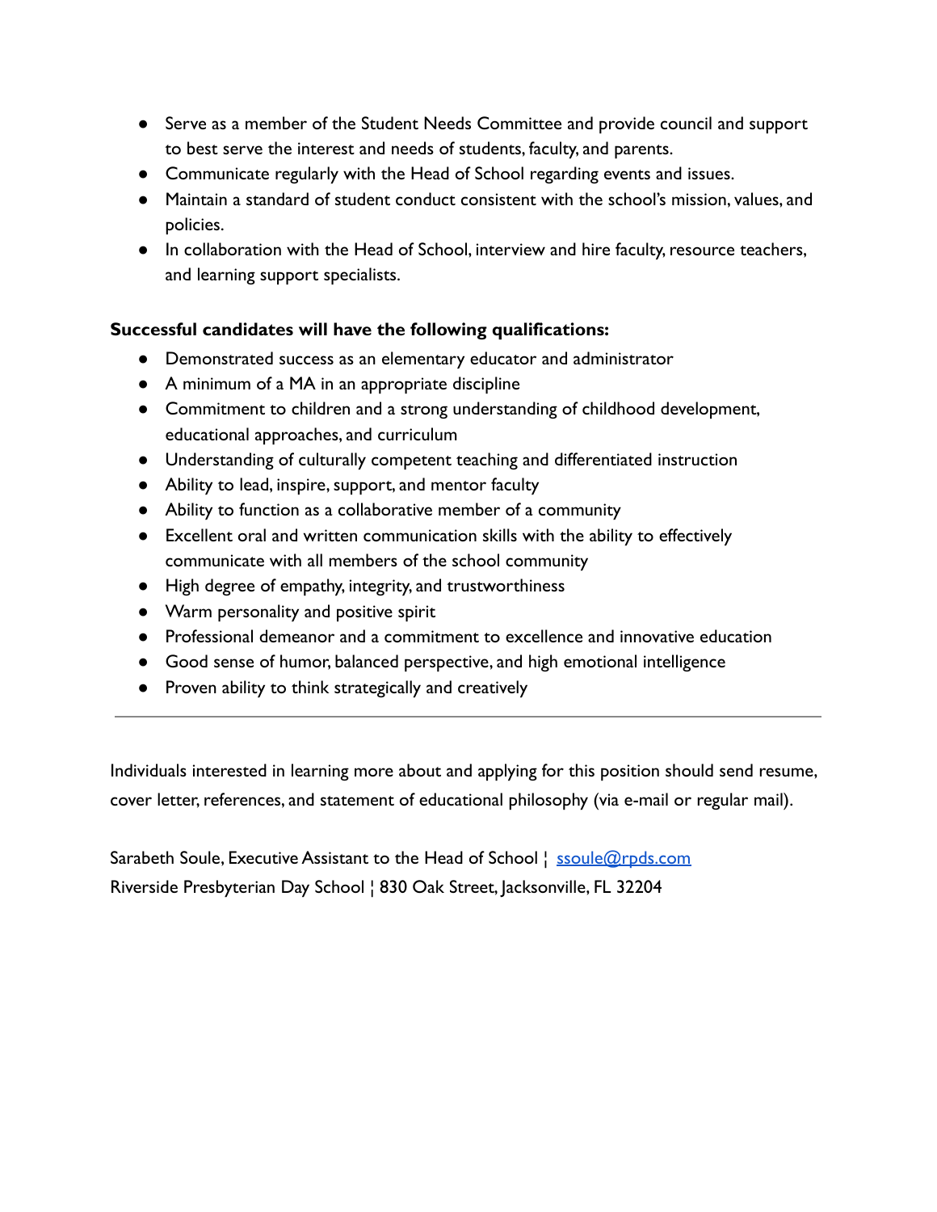- Serve as a member of the Student Needs Committee and provide council and support to best serve the interest and needs of students, faculty, and parents.
- Communicate regularly with the Head of School regarding events and issues.
- Maintain a standard of student conduct consistent with the school's mission, values, and policies.
- In collaboration with the Head of School, interview and hire faculty, resource teachers, and learning support specialists.

**Successful candidates will have the following qualifications:**

- Demonstrated success as an elementary educator and administrator
- A minimum of a MA in an appropriate discipline
- Commitment to children and a strong understanding of childhood development, educational approaches, and curriculum
- Understanding of culturally competent teaching and differentiated instruction
- Ability to lead, inspire, support, and mentor faculty
- Ability to function as a collaborative member of a community
- Excellent oral and written communication skills with the ability to effectively communicate with all members of the school community
- High degree of empathy, integrity, and trustworthiness
- Warm personality and positive spirit
- Professional demeanor and a commitment to excellence and innovative education
- Good sense of humor, balanced perspective, and high emotional intelligence
- Proven ability to think strategically and creatively

---

Individuals interested in learning more about and applying for this position should send resume, cover letter, references, and statement of educational philosophy (via e-mail or regular mail).

Sarabeth Soule, Executive Assistant to the Head of School ¦ [ssoule@rpds.com](mailto:ssoule@rpds.com)
Riverside Presbyterian Day School ¦ 830 Oak Street, Jacksonville, FL 32204